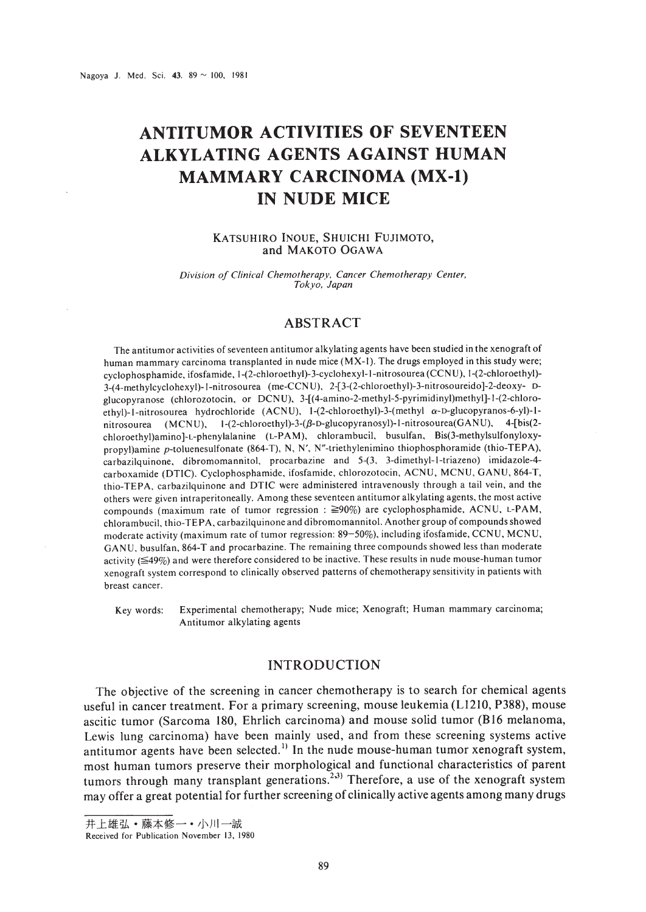# ANTITUMOR ACTIVITIES OF SEVENTEEN ALKYLATING AGENTS AGAINST HUMAN MAMMARY CARCINOMA (MX-1) IN NUDE MICE

KATSUHIRO INOUE, SHUICHI FUJIMOTO, and MAKOTO OGAWA

*Division of Clinical Chemotherapy, Cancer Chemotherapy Center, Tokyo, Japan*

## ABSTRACT

The antitumor activities of seventeen antitumor alkylating agents have been studied in the xenograft of human mammary carcinoma transplanted in nude mice (MX-1). The drugs employed in this study were; cyclophosphamide, ifosfamide, 1-(2-chloroethyl)-3-cyclohexyl-1-nitrosourea (CCNU), 1-(2-chloroethyl)-3-(4-methylcyclohexyl)-1-nitrosourea (me-CCNU), 2-[3-(2-chloroethyl)-3-nitrosoureido]-2-deoxy- D-glucopyranose (chlorozotocin, or DCNU), 3-[(4-amino-2-methyl-5-pyrimidinyl)methyl]-1-(2-chloroethyl)-1-nitrosourea hydrochloride (ACNU), 1-(2-chloroethyl)-3-(methyl α-D-glucopyranos-6-yl)-1-nitrosourea (MCNU), 1-(2-chloroethyl)-3-(β-D-glucopyranosyl)-1-nitrosourea(GANU), 4-[bis(2-chloroethyl)amino]-L-phenylalanine (L-PAM), chlorambucil, busulfan, Bis(3-methylsulfonyloxypropyl)amine *p*-toluenesulfonate (864-T), N, N′, N″-triethylenimino thiophosphoramide (thio-TEPA), carbazilquinone, dibromomannitol, procarbazine and 5-(3, 3-dimethyl-1-triazeno) imidazole-4-carboxamide (DTIC). Cyclophosphamide, ifosfamide, chlorozotocin, ACNU, MCNU, GANU, 864-T, thio-TEPA, carbazilquinone and DTIC were administered intravenously through a tail vein, and the others were given intraperitoneally. Among these seventeen antitumor alkylating agents, the most active compounds (maximum rate of tumor regression : ≧90%) are cyclophosphamide, ACNU, L-PAM, chlorambucil, thio-TEPA, carbazilquinone and dibromomannitol. Another group of compounds showed moderate activity (maximum rate of tumor regression: 89−50%), including ifosfamide, CCNU, MCNU, GANU, busulfan, 864-T and procarbazine. The remaining three compounds showed less than moderate activity (≦49%) and were therefore considered to be inactive. These results in nude mouse-human tumor xenograft system correspond to clinically observed patterns of chemotherapy sensitivity in patients with breast cancer.

Key words: Experimental chemotherapy; Nude mice; Xenograft; Human mammary carcinoma; Antitumor alkylating agents

## INTRODUCTION

The objective of the screening in cancer chemotherapy is to search for chemical agents useful in cancer treatment. For a primary screening, mouse leukemia (L1210, P388), mouse ascitic tumor (Sarcoma 180, Ehrlich carcinoma) and mouse solid tumor (B16 melanoma, Lewis lung carcinoma) have been mainly used, and from these screening systems active antitumor agents have been selected.[1] In the nude mouse-human tumor xenograft system, most human tumors preserve their morphological and functional characteristics of parent tumors through many transplant generations.[2,3] Therefore, a use of the xenograft system may offer a great potential for further screening of clinically active agents among many drugs

井上雄弘・藤本修一・小川一誠
Received for Publication November 13, 1980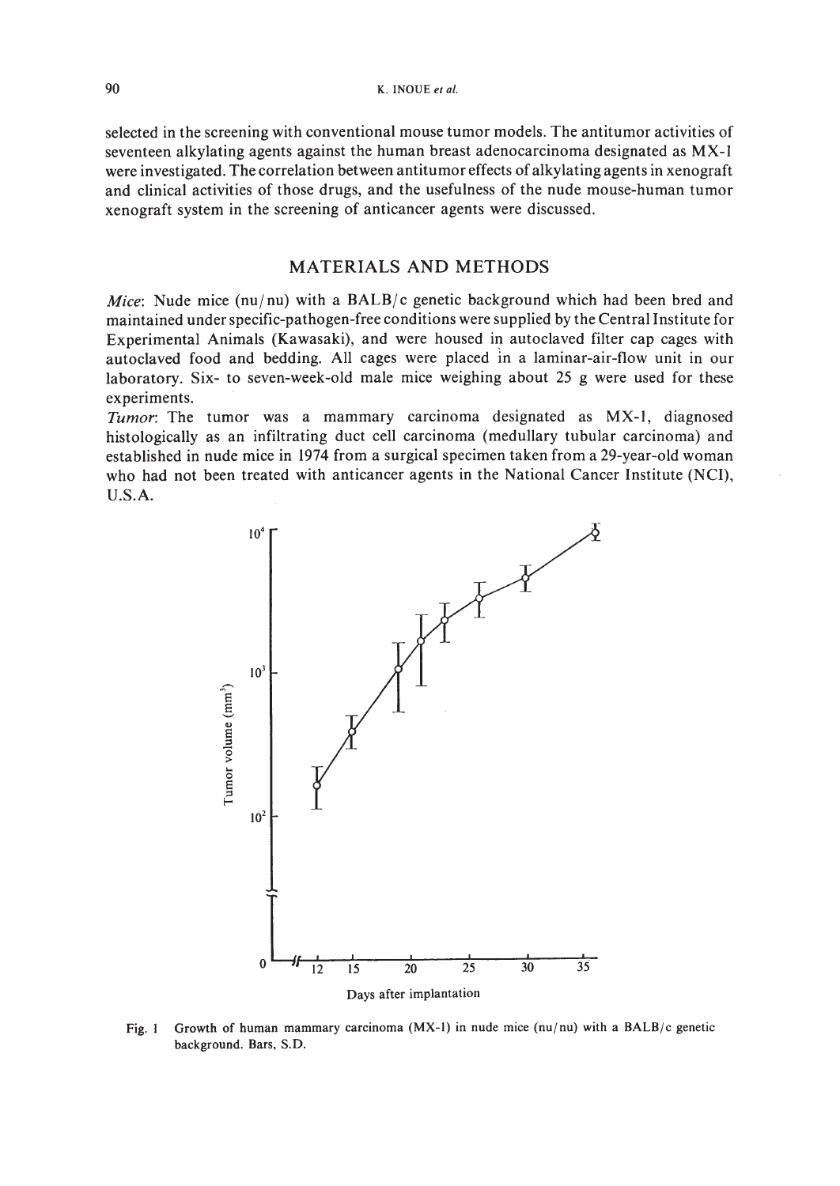selected in the screening with conventional mouse tumor models. The antitumor activities of seventeen alkylating agents against the human breast adenocarcinoma designated as MX-1 were investigated. The correlation between antitumor effects of alkylating agents in xenograft and clinical activities of those drugs, and the usefulness of the nude mouse-human tumor xenograft system in the screening of anticancer agents were discussed.

## MATERIALS AND METHODS

*Mice*: Nude mice (nu/nu) with a BALB/c genetic background which had been bred and maintained under specific-pathogen-free conditions were supplied by the Central Institute for Experimental Animals (Kawasaki), and were housed in autoclaved filter cap cages with autoclaved food and bedding. All cages were placed in a laminar-air-flow unit in our laboratory. Six- to seven-week-old male mice weighing about 25 g were used for these experiments.

*Tumor*: The tumor was a mammary carcinoma designated as MX-1, diagnosed histologically as an infiltrating duct cell carcinoma (medullary tubular carcinoma) and established in nude mice in 1974 from a surgical specimen taken from a 29-year-old woman who had not been treated with anticancer agents in the National Cancer Institute (NCI), U.S.A.

Fig. 1 Growth of human mammary carcinoma (MX-1) in nude mice (nu/nu) with a BALB/c genetic background. Bars, S.D.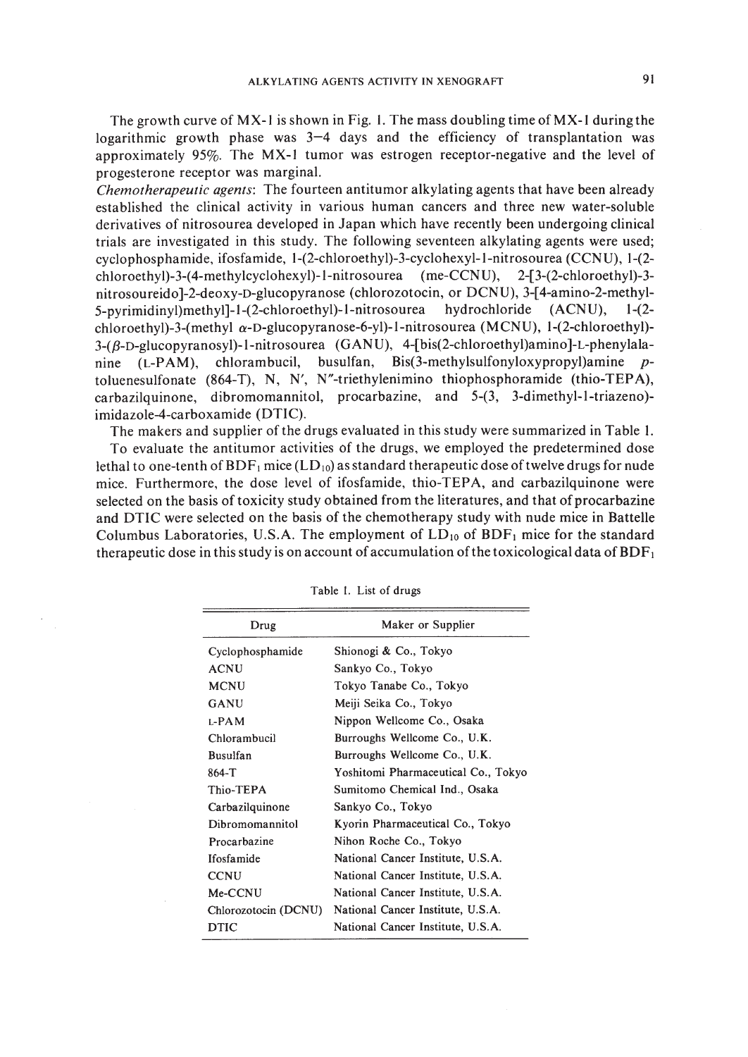The growth curve of MX-1 is shown in Fig. 1. The mass doubling time of MX-1 during the logarithmic growth phase was 3–4 days and the efficiency of transplantation was approximately 95%. The MX-1 tumor was estrogen receptor-negative and the level of progesterone receptor was marginal.

*Chemotherapeutic agents*: The fourteen antitumor alkylating agents that have been already established the clinical activity in various human cancers and three new water-soluble derivatives of nitrosourea developed in Japan which have recently been undergoing clinical trials are investigated in this study. The following seventeen alkylating agents were used; cyclophosphamide, ifosfamide, 1-(2-chloroethyl)-3-cyclohexyl-1-nitrosourea (CCNU), 1-(2-chloroethyl)-3-(4-methylcyclohexyl)-1-nitrosourea (me-CCNU), 2-[3-(2-chloroethyl)-3-nitrosoureido]-2-deoxy-D-glucopyranose (chlorozotocin, or DCNU), 3-[4-amino-2-methyl-5-pyrimidinyl)methyl]-1-(2-chloroethyl)-1-nitrosourea hydrochloride (ACNU), 1-(2-chloroethyl)-3-(methyl α-D-glucopyranose-6-yl)-1-nitrosourea (MCNU), 1-(2-chloroethyl)-3-(β-D-glucopyranosyl)-1-nitrosourea (GANU), 4-[bis(2-chloroethyl)amino]-L-phenylalanine (L-PAM), chlorambucil, busulfan, Bis(3-methylsulfonyloxypropyl)amine *p*-toluenesulfonate (864-T), N, N′, N″-triethylenimino thiophosphoramide (thio-TEPA), carbazilquinone, dibromomannitol, procarbazine, and 5-(3, 3-dimethyl-1-triazeno)-imidazole-4-carboxamide (DTIC).

The makers and supplier of the drugs evaluated in this study were summarized in Table 1.

To evaluate the antitumor activities of the drugs, we employed the predetermined dose lethal to one-tenth of $BDF_1$ mice ($LD_{10}$) as standard therapeutic dose of twelve drugs for nude mice. Furthermore, the dose level of ifosfamide, thio-TEPA, and carbazilquinone were selected on the basis of toxicity study obtained from the literatures, and that of procarbazine and DTIC were selected on the basis of the chemotherapy study with nude mice in Battelle Columbus Laboratories, U.S.A. The employment of $LD_{10}$ of $BDF_1$ mice for the standard therapeutic dose in this study is on account of accumulation of the toxicological data of $BDF_1$

Table 1. List of drugs

| Drug | Maker or Supplier |
|---|---|
| Cyclophosphamide | Shionogi & Co., Tokyo |
| ACNU | Sankyo Co., Tokyo |
| MCNU | Tokyo Tanabe Co., Tokyo |
| GANU | Meiji Seika Co., Tokyo |
| L-PAM | Nippon Wellcome Co., Osaka |
| Chlorambucil | Burroughs Wellcome Co., U.K. |
| Busulfan | Burroughs Wellcome Co., U.K. |
| 864-T | Yoshitomi Pharmaceutical Co., Tokyo |
| Thio-TEPA | Sumitomo Chemical Ind., Osaka |
| Carbazilquinone | Sankyo Co., Tokyo |
| Dibromomannitol | Kyorin Pharmaceutical Co., Tokyo |
| Procarbazine | Nihon Roche Co., Tokyo |
| Ifosfamide | National Cancer Institute, U.S.A. |
| CCNU | National Cancer Institute, U.S.A. |
| Me-CCNU | National Cancer Institute, U.S.A. |
| Chlorozotocin (DCNU) | National Cancer Institute, U.S.A. |
| DTIC | National Cancer Institute, U.S.A. |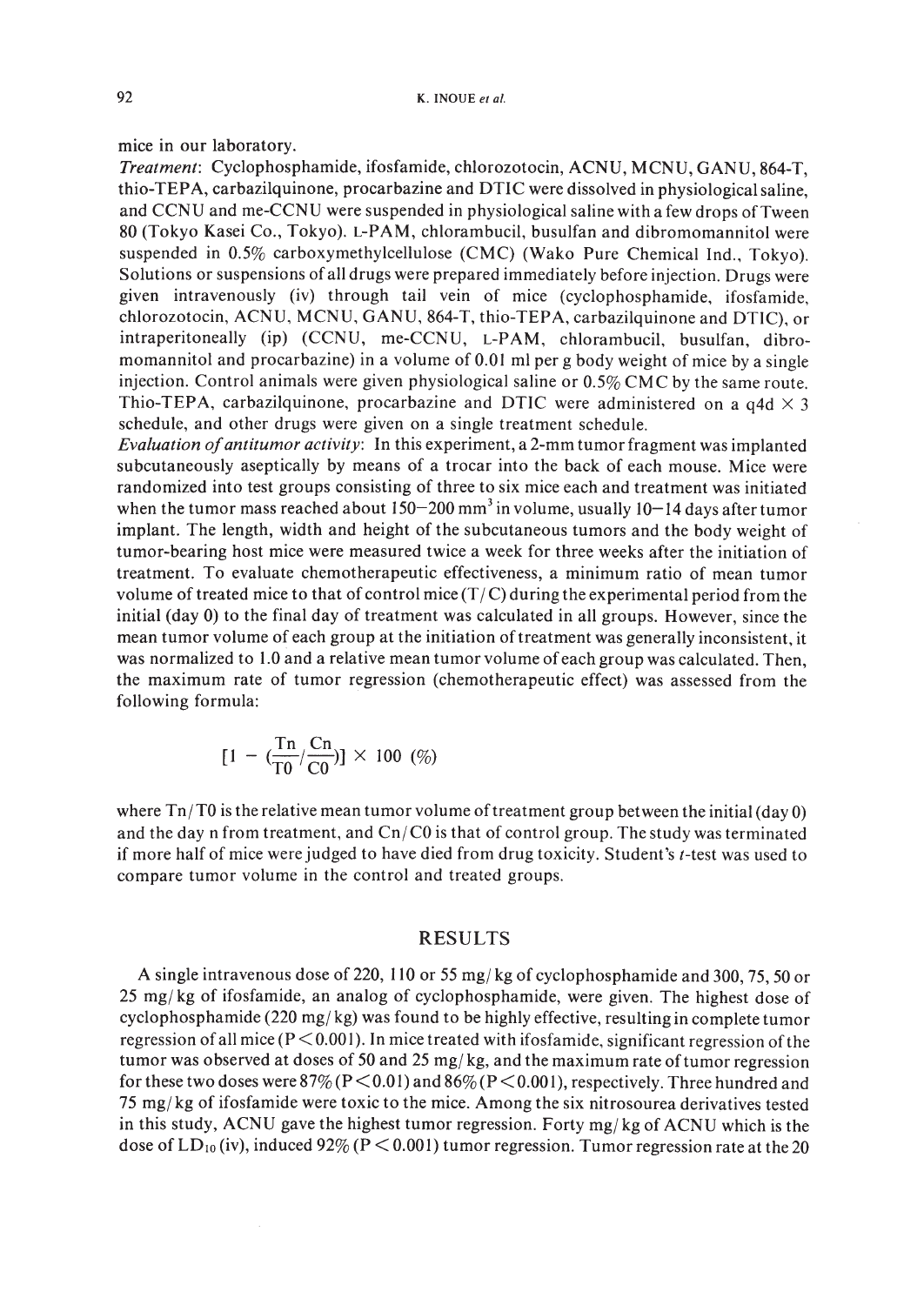mice in our laboratory.

*Treatment*: Cyclophosphamide, ifosfamide, chlorozotocin, ACNU, MCNU, GANU, 864-T, thio-TEPA, carbazilquinone, procarbazine and DTIC were dissolved in physiological saline, and CCNU and me-CCNU were suspended in physiological saline with a few drops of Tween 80 (Tokyo Kasei Co., Tokyo). L-PAM, chlorambucil, busulfan and dibromomannitol were suspended in 0.5% carboxymethylcellulose (CMC) (Wako Pure Chemical Ind., Tokyo). Solutions or suspensions of all drugs were prepared immediately before injection. Drugs were given intravenously (iv) through tail vein of mice (cyclophosphamide, ifosfamide, chlorozotocin, ACNU, MCNU, GANU, 864-T, thio-TEPA, carbazilquinone and DTIC), or intraperitoneally (ip) (CCNU, me-CCNU, L-PAM, chlorambucil, busulfan, dibromomannitol and procarbazine) in a volume of 0.01 ml per g body weight of mice by a single injection. Control animals were given physiological saline or 0.5% CMC by the same route. Thio-TEPA, carbazilquinone, procarbazine and DTIC were administered on a q4d × 3 schedule, and other drugs were given on a single treatment schedule.

*Evaluation of antitumor activity*: In this experiment, a 2-mm tumor fragment was implanted subcutaneously aseptically by means of a trocar into the back of each mouse. Mice were randomized into test groups consisting of three to six mice each and treatment was initiated when the tumor mass reached about 150–200 $mm^3$ in volume, usually 10–14 days after tumor implant. The length, width and height of the subcutaneous tumors and the body weight of tumor-bearing host mice were measured twice a week for three weeks after the initiation of treatment. To evaluate chemotherapeutic effectiveness, a minimum ratio of mean tumor volume of treated mice to that of control mice (T/C) during the experimental period from the initial (day 0) to the final day of treatment was calculated in all groups. However, since the mean tumor volume of each group at the initiation of treatment was generally inconsistent, it was normalized to 1.0 and a relative mean tumor volume of each group was calculated. Then, the maximum rate of tumor regression (chemotherapeutic effect) was assessed from the following formula:

$$[1 - (\frac{Tn}{T0} / \frac{Cn}{C0})] \times 100 \ (\%)$$

where $Tn/T0$ is the relative mean tumor volume of treatment group between the initial (day 0) and the day n from treatment, and $Cn/C0$ is that of control group. The study was terminated if more half of mice were judged to have died from drug toxicity. Student's *t*-test was used to compare tumor volume in the control and treated groups.

## RESULTS

A single intravenous dose of 220, 110 or 55 mg/kg of cyclophosphamide and 300, 75, 50 or 25 mg/kg of ifosfamide, an analog of cyclophosphamide, were given. The highest dose of cyclophosphamide (220 mg/kg) was found to be highly effective, resulting in complete tumor regression of all mice ($P < 0.001$). In mice treated with ifosfamide, significant regression of the tumor was observed at doses of 50 and 25 mg/kg, and the maximum rate of tumor regression for these two doses were 87% ($P < 0.01$) and 86% ($P < 0.001$), respectively. Three hundred and 75 mg/kg of ifosfamide were toxic to the mice. Among the six nitrosourea derivatives tested in this study, ACNU gave the highest tumor regression. Forty mg/kg of ACNU which is the dose of $LD_{10}$ (iv), induced 92% ($P < 0.001$) tumor regression. Tumor regression rate at the 20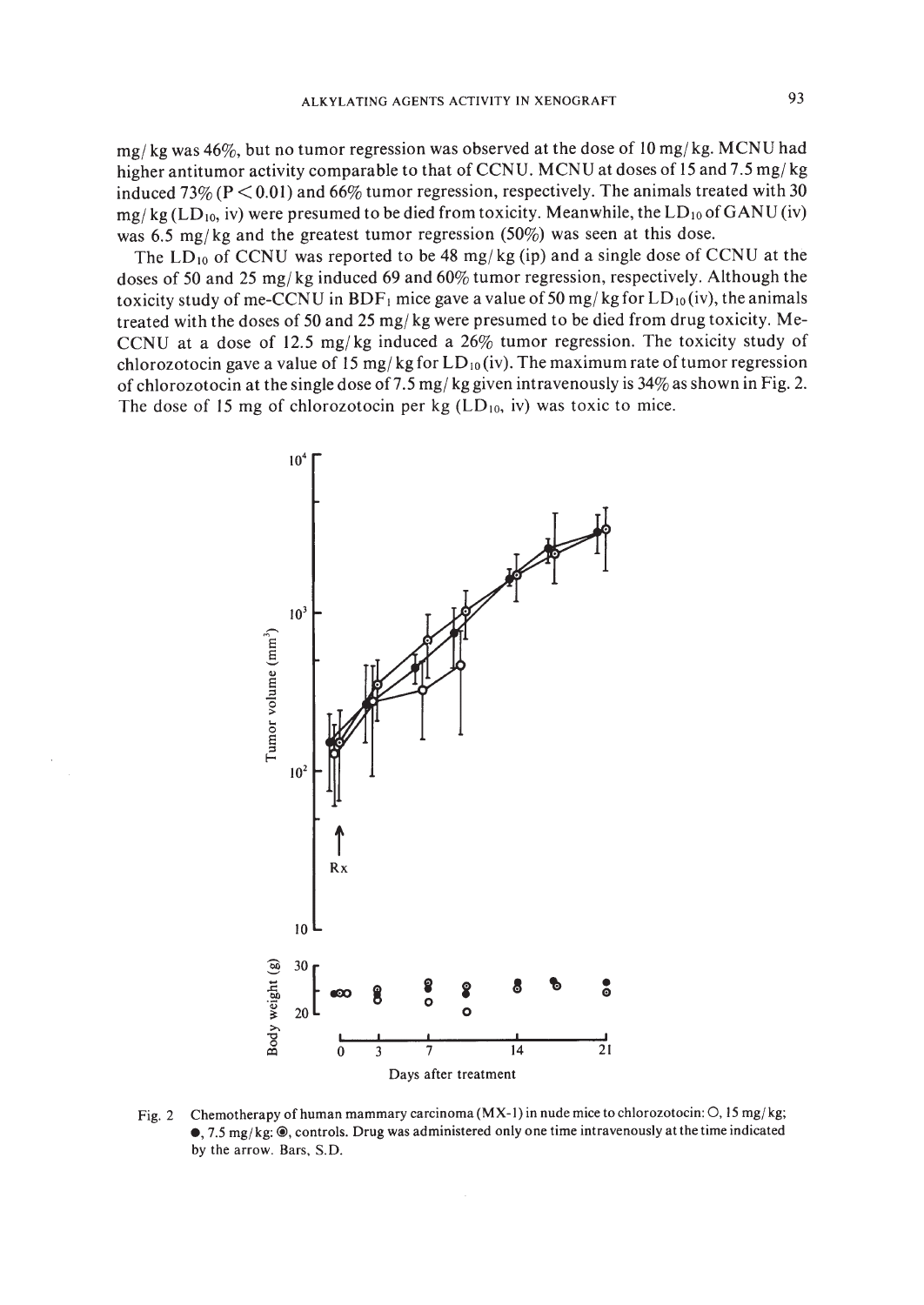mg/kg was 46%, but no tumor regression was observed at the dose of 10 mg/kg. MCNU had higher antitumor activity comparable to that of CCNU. MCNU at doses of 15 and 7.5 mg/kg induced 73% ($P < 0.01$) and 66% tumor regression, respectively. The animals treated with 30 mg/kg ($LD_{10}$, iv) were presumed to be died from toxicity. Meanwhile, the $LD_{10}$ of GANU (iv) was 6.5 mg/kg and the greatest tumor regression (50%) was seen at this dose.

The $LD_{10}$ of CCNU was reported to be 48 mg/kg (ip) and a single dose of CCNU at the doses of 50 and 25 mg/kg induced 69 and 60% tumor regression, respectively. Although the toxicity study of me-CCNU in $BDF_1$ mice gave a value of 50 mg/kg for $LD_{10}$ (iv), the animals treated with the doses of 50 and 25 mg/kg were presumed to be died from drug toxicity. Me-CCNU at a dose of 12.5 mg/kg induced a 26% tumor regression. The toxicity study of chlorozotocin gave a value of 15 mg/kg for $LD_{10}$ (iv). The maximum rate of tumor regression of chlorozotocin at the single dose of 7.5 mg/kg given intravenously is 34% as shown in Fig. 2. The dose of 15 mg of chlorozotocin per kg ($LD_{10}$, iv) was toxic to mice.

Fig. 2 Chemotherapy of human mammary carcinoma (MX-1) in nude mice to chlorozotocin: ○, 15 mg/kg; ●, 7.5 mg/kg; ◉, controls. Drug was administered only one time intravenously at the time indicated by the arrow. Bars, S.D.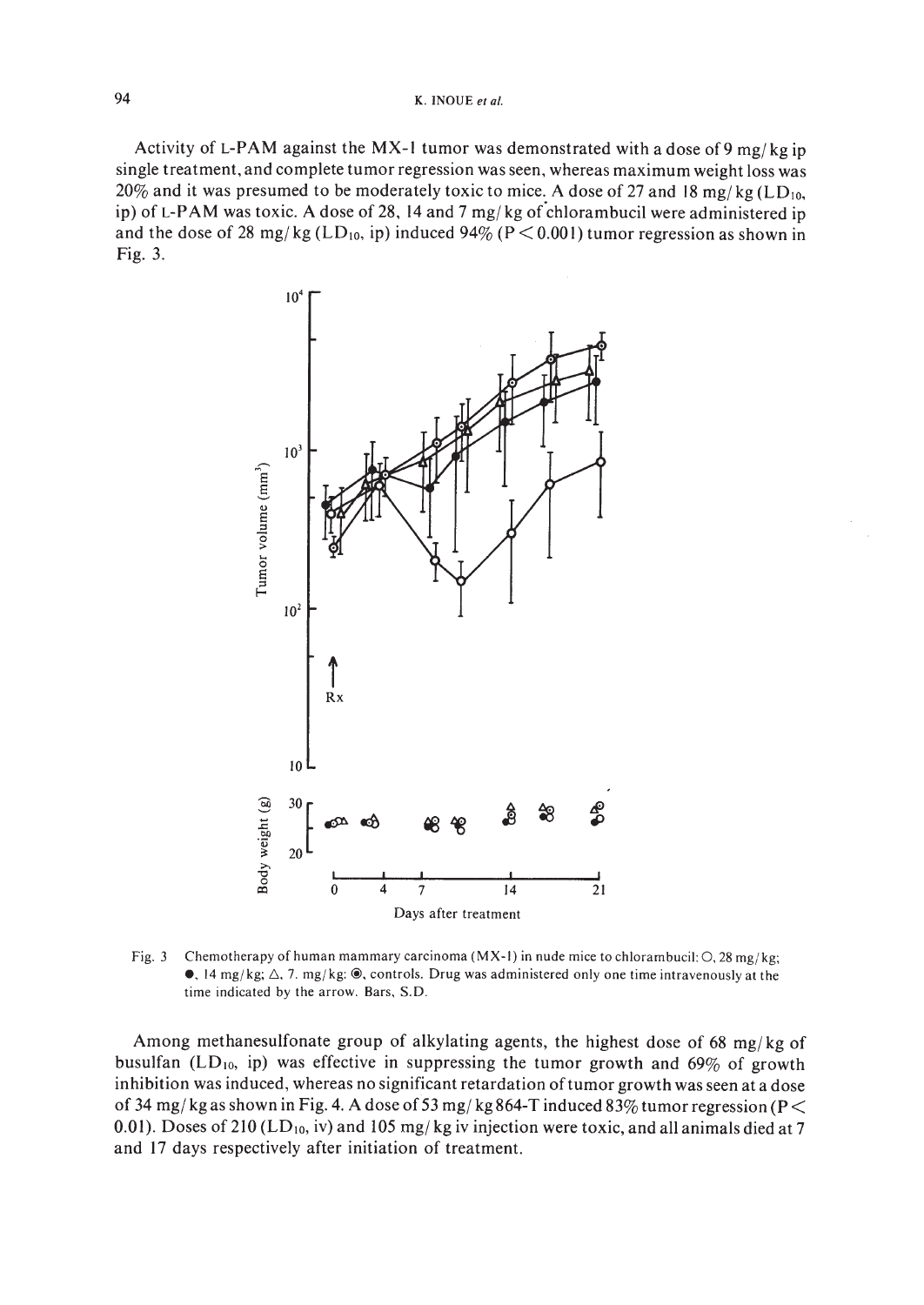Activity of L-PAM against the MX-1 tumor was demonstrated with a dose of 9 mg/kg ip single treatment, and complete tumor regression was seen, whereas maximum weight loss was 20% and it was presumed to be moderately toxic to mice. A dose of 27 and 18 mg/kg ($LD_{10}$, ip) of L-PAM was toxic. A dose of 28, 14 and 7 mg/kg of chlorambucil were administered ip and the dose of 28 mg/kg ($LD_{10}$, ip) induced 94% ($P < 0.001$) tumor regression as shown in Fig. 3.

Fig. 3 Chemotherapy of human mammary carcinoma (MX-1) in nude mice to chlorambucil: ○, 28 mg/kg; ●, 14 mg/kg; △, 7. mg/kg: ◉, controls. Drug was administered only one time intravenously at the time indicated by the arrow. Bars, S.D.

Among methanesulfonate group of alkylating agents, the highest dose of 68 mg/kg of busulfan ($LD_{10}$, ip) was effective in suppressing the tumor growth and 69% of growth inhibition was induced, whereas no significant retardation of tumor growth was seen at a dose of 34 mg/kg as shown in Fig. 4. A dose of 53 mg/kg 864-T induced 83% tumor regression ($P < 0.01$). Doses of 210 ($LD_{10}$, iv) and 105 mg/kg iv injection were toxic, and all animals died at 7 and 17 days respectively after initiation of treatment.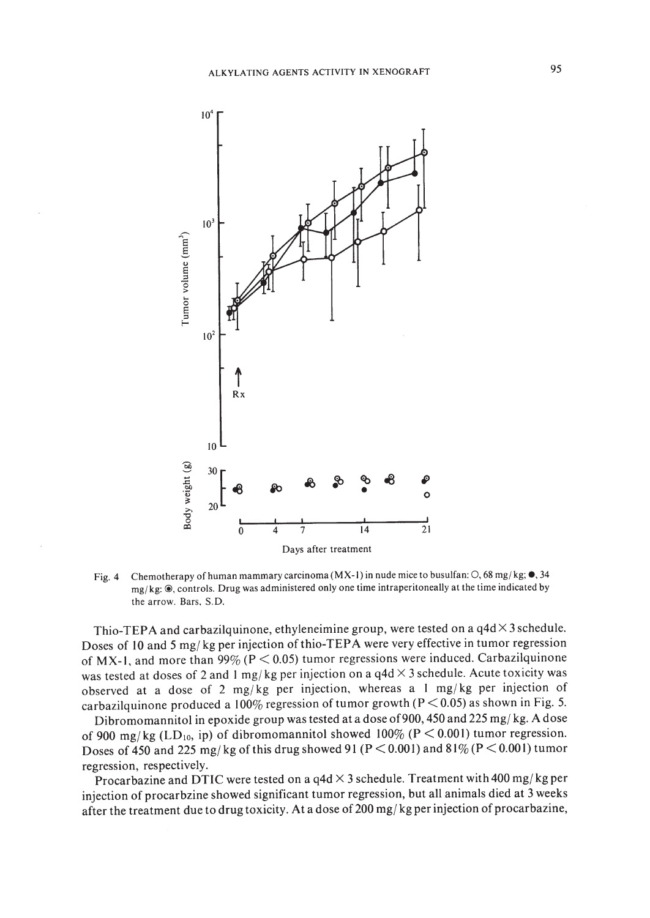Fig. 4 Chemotherapy of human mammary carcinoma (MX-1) in nude mice to busulfan: ○, 68 mg/kg; ●, 34 mg/kg; ◉, controls. Drug was administered only one time intraperitoneally at the time indicated by the arrow. Bars, S.D.

Thio-TEPA and carbazilquinone, ethyleneimine group, were tested on a q4d × 3 schedule. Doses of 10 and 5 mg/kg per injection of thio-TEPA were very effective in tumor regression of MX-1, and more than 99% ($P < 0.05$) tumor regressions were induced. Carbazilquinone was tested at doses of 2 and 1 mg/kg per injection on a q4d × 3 schedule. Acute toxicity was observed at a dose of 2 mg/kg per injection, whereas a 1 mg/kg per injection of carbazilquinone produced a 100% regression of tumor growth ($P < 0.05$) as shown in Fig. 5.

Dibromomannitol in epoxide group was tested at a dose of 900, 450 and 225 mg/kg. A dose of 900 mg/kg ($LD_{10}$, ip) of dibromomannitol showed 100% ($P < 0.001$) tumor regression. Doses of 450 and 225 mg/kg of this drug showed 91 ($P < 0.001$) and 81% ($P < 0.001$) tumor regression, respectively.

Procarbazine and DTIC were tested on a q4d × 3 schedule. Treatment with 400 mg/kg per injection of procarbzine showed significant tumor regression, but all animals died at 3 weeks after the treatment due to drug toxicity. At a dose of 200 mg/kg per injection of procarbazine,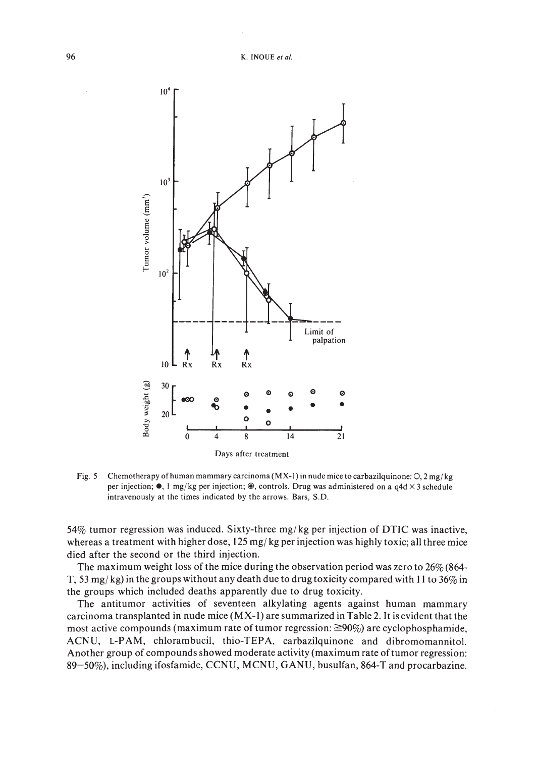Fig. 5 Chemotherapy of human mammary carcinoma (MX-1) in nude mice to carbazilquinone: ○, 2 mg/kg per injection; ●, 1 mg/kg per injection; ◉, controls. Drug was administered on a q4d × 3 schedule intravenously at the times indicated by the arrows. Bars, S.D.

54% tumor regression was induced. Sixty-three mg/kg per injection of DTIC was inactive, whereas a treatment with higher dose, 125 mg/kg per injection was highly toxic; all three mice died after the second or the third injection.

The maximum weight loss of the mice during the observation period was zero to 26% (864-T, 53 mg/kg) in the groups without any death due to drug toxicity compared with 11 to 36% in the groups which included deaths apparently due to drug toxicity.

The antitumor activities of seventeen alkylating agents against human mammary carcinoma transplanted in nude mice (MX-1) are summarized in Table 2. It is evident that the most active compounds (maximum rate of tumor regression: ≧90%) are cyclophosphamide, ACNU, L-PAM, chlorambucil, thio-TEPA, carbazilquinone and dibromomannitol. Another group of compounds showed moderate activity (maximum rate of tumor regression: 89–50%), including ifosfamide, CCNU, MCNU, GANU, busulfan, 864-T and procarbazine.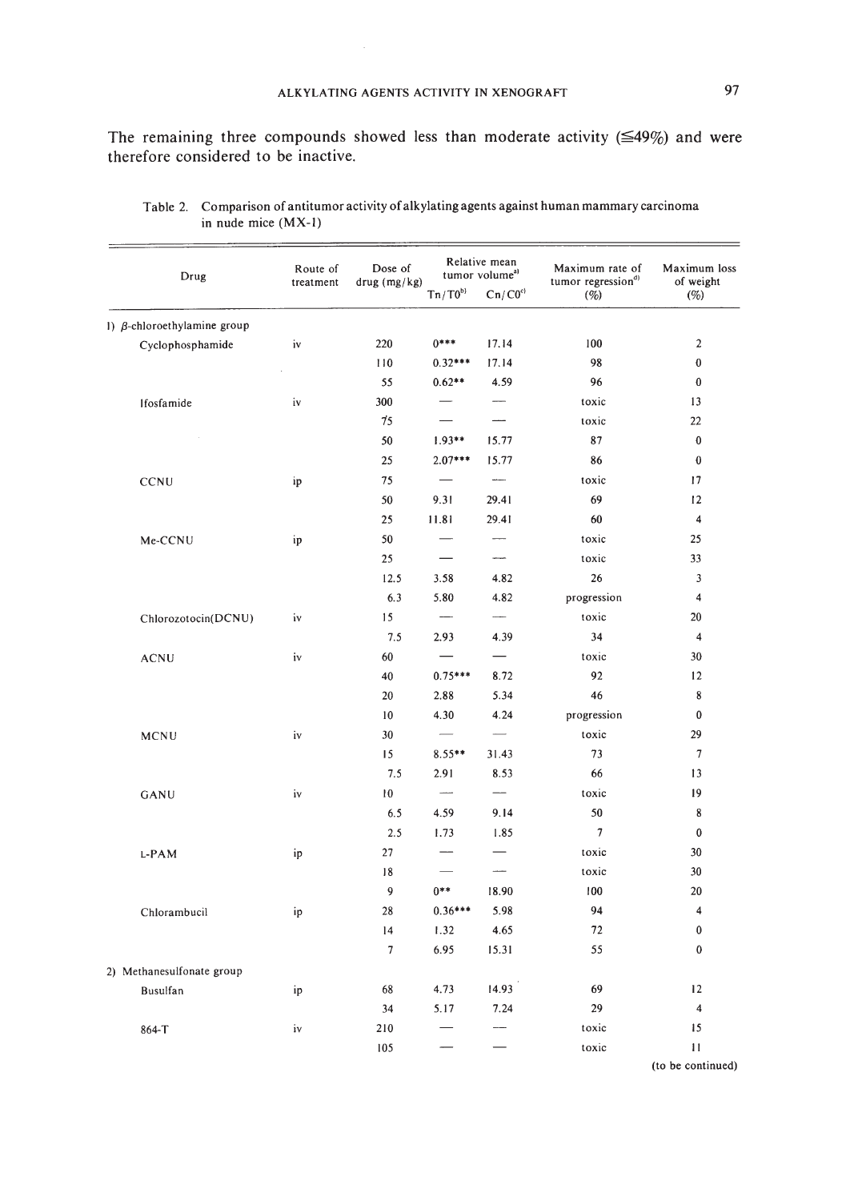The remaining three compounds showed less than moderate activity (≦49%) and were therefore considered to be inactive.

Table 2. Comparison of antitumor activity of alkylating agents against human mammary carcinoma in nude mice (MX-1)

| Drug | Route of treatment | Dose of drug (mg/kg) | Relative mean tumor volume[a] | | Maximum rate of tumor regression[d] (%) | Maximum loss of weight (%) |
|---|---|---|---|---|---|---|
| | | | Tn/T0[b] | Cn/C0[c] | | |
| 1) β-chloroethylamine group | | | | | | |
| Cyclophosphamide | iv | 220 | 0*** | 17.14 | 100 | 2 |
| | | 110 | 0.32*** | 17.14 | 98 | 0 |
| | | 55 | 0.62** | 4.59 | 96 | 0 |
| Ifosfamide | iv | 300 | — | — | toxic | 13 |
| | | 75 | — | — | toxic | 22 |
| | | 50 | 1.93** | 15.77 | 87 | 0 |
| | | 25 | 2.07*** | 15.77 | 86 | 0 |
| CCNU | ip | 75 | — | — | toxic | 17 |
| | | 50 | 9.31 | 29.41 | 69 | 12 |
| | | 25 | 11.81 | 29.41 | 60 | 4 |
| Me-CCNU | ip | 50 | — | — | toxic | 25 |
| | | 25 | — | — | toxic | 33 |
| | | 12.5 | 3.58 | 4.82 | 26 | 3 |
| | | 6.3 | 5.80 | 4.82 | progression | 4 |
| Chlorozotocin(DCNU) | iv | 15 | — | — | toxic | 20 |
| | | 7.5 | 2.93 | 4.39 | 34 | 4 |
| ACNU | iv | 60 | — | — | toxic | 30 |
| | | 40 | 0.75*** | 8.72 | 92 | 12 |
| | | 20 | 2.88 | 5.34 | 46 | 8 |
| | | 10 | 4.30 | 4.24 | progression | 0 |
| MCNU | iv | 30 | — | — | toxic | 29 |
| | | 15 | 8.55** | 31.43 | 73 | 7 |
| | | 7.5 | 2.91 | 8.53 | 66 | 13 |
| GANU | iv | 10 | — | — | toxic | 19 |
| | | 6.5 | 4.59 | 9.14 | 50 | 8 |
| | | 2.5 | 1.73 | 1.85 | 7 | 0 |
| L-PAM | ip | 27 | — | — | toxic | 30 |
| | | 18 | — | — | toxic | 30 |
| | | 9 | 0** | 18.90 | 100 | 20 |
| Chlorambucil | ip | 28 | 0.36*** | 5.98 | 94 | 4 |
| | | 14 | 1.32 | 4.65 | 72 | 0 |
| | | 7 | 6.95 | 15.31 | 55 | 0 |
| 2) Methanesulfonate group | | | | | | |
| Busulfan | ip | 68 | 4.73 | 14.93 | 69 | 12 |
| | | 34 | 5.17 | 7.24 | 29 | 4 |
| 864-T | iv | 210 | — | — | toxic | 15 |
| | | 105 | — | — | toxic | 11 |

(to be continued)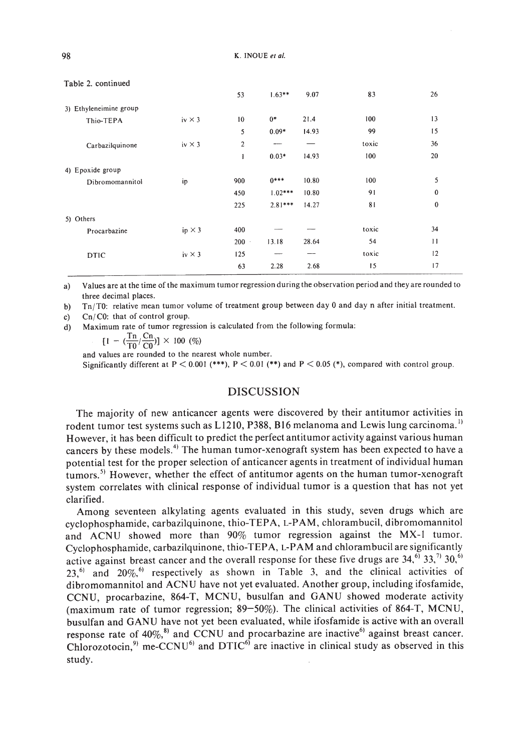Table 2. continued

| | | | | | | |
|---|---|---|---|---|---|---|
| | | 53 | 1.63** | 9.07 | 83 | 26 |
| 3) Ethyleneimine group | | | | | | |
| Thio-TEPA | iv × 3 | 10 | 0* | 21.4 | 100 | 13 |
| | | 5 | 0.09* | 14.93 | 99 | 15 |
| Carbazilquinone | iv × 3 | 2 | — | — | toxic | 36 |
| | | 1 | 0.03* | 14.93 | 100 | 20 |
| 4) Epoxide group | | | | | | |
| Dibromomannitol | ip | 900 | 0*** | 10.80 | 100 | 5 |
| | | 450 | 1.02*** | 10.80 | 91 | 0 |
| | | 225 | 2.81*** | 14.27 | 81 | 0 |
| 5) Others | | | | | | |
| Procarbazine | ip × 3 | 400 | — | — | toxic | 34 |
| | | 200 | 13.18 | 28.64 | 54 | 11 |
| DTIC | iv × 3 | 125 | — | — | toxic | 12 |
| | | 63 | 2.28 | 2.68 | 15 | 17 |

a) Values are at the time of the maximum tumor regression during the observation period and they are rounded to three decimal places.

b) Tn/T0: relative mean tumor volume of treatment group between day 0 and day n after initial treatment.

c) Cn/C0: that of control group.

d) Maximum rate of tumor regression is calculated from the following formula:

$$[1 - (\frac{Tn}{T0}/\frac{Cn}{C0})] \times 100\ (\%)$$

and values are rounded to the nearest whole number.

Significantly different at $P < 0.001$ (***), $P < 0.01$ (**) and $P < 0.05$ (*), compared with control group.

## DISCUSSION

The majority of new anticancer agents were discovered by their antitumor activities in rodent tumor test systems such as L1210, P388, B16 melanoma and Lewis lung carcinoma.[1] However, it has been difficult to predict the perfect antitumor activity against various human cancers by these models.[4] The human tumor-xenograft system has been expected to have a potential test for the proper selection of anticancer agents in treatment of individual human tumors.[5] However, whether the effect of antitumor agents on the human tumor-xenograft system correlates with clinical response of individual tumor is a question that has not yet clarified.

Among seventeen alkylating agents evaluated in this study, seven drugs which are cyclophosphamide, carbazilquinone, thio-TEPA, L-PAM, chlorambucil, dibromomannitol and ACNU showed more than 90% tumor regression against the MX-1 tumor. Cyclophosphamide, carbazilquinone, thio-TEPA, L-PAM and chlorambucil are significantly active against breast cancer and the overall response for these five drugs are 34,[6] 33,[7] 30,[6] 23,[6] and 20%,[6] respectively as shown in Table 3, and the clinical activities of dibromomannitol and ACNU have not yet evaluated. Another group, including ifosfamide, CCNU, procarbazine, 864-T, MCNU, busulfan and GANU showed moderate activity (maximum rate of tumor regression; 89–50%). The clinical activities of 864-T, MCNU, busulfan and GANU have not yet been evaluated, while ifosfamide is active with an overall response rate of 40%,[8] and CCNU and procarbazine are inactive[6] against breast cancer. Chlorozotocin,[9] me-CCNU[6] and DTIC[6] are inactive in clinical study as observed in this study.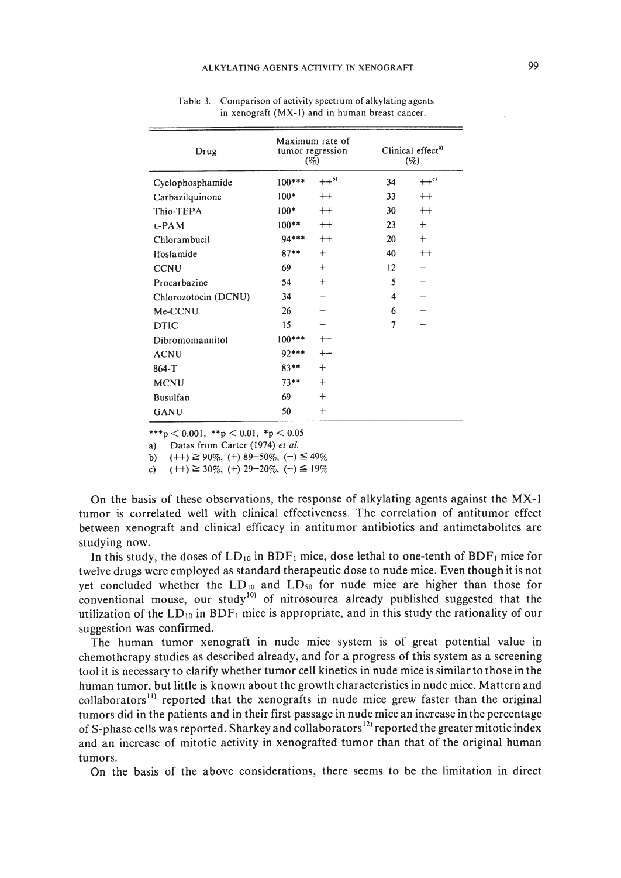Table 3. Comparison of activity spectrum of alkylating agents in xenograft (MX-1) and in human breast cancer.

| Drug | Maximum rate of tumor regression (%) | | Clinical effect[a] (%) | |
|---|---|---|---|---|
| Cyclophosphamide | 100*** | ++[b] | 34 | ++[c] |
| Carbazilquinone | 100* | ++ | 33 | ++ |
| Thio-TEPA | 100* | ++ | 30 | ++ |
| L-PAM | 100** | ++ | 23 | + |
| Chlorambucil | 94*** | ++ | 20 | + |
| Ifosfamide | 87** | + | 40 | ++ |
| CCNU | 69 | + | 12 | − |
| Procarbazine | 54 | + | 5 | − |
| Chlorozotocin (DCNU) | 34 | − | 4 | − |
| Me-CCNU | 26 | − | 6 | − |
| DTIC | 15 | − | 7 | − |
| Dibromomannitol | 100*** | ++ | | |
| ACNU | 92*** | ++ | | |
| 864-T | 83** | + | | |
| MCNU | 73** | + | | |
| Busulfan | 69 | + | | |
| GANU | 50 | + | | |

***$p < 0.001$, **$p < 0.01$, *$p < 0.05$

a) Datas from Carter (1974) *et al.*

b) (++) ≧ 90%, (+) 89–50%, (−) ≦ 49%

c) (++) ≧ 30%, (+) 29–20%, (−) ≦ 19%

On the basis of these observations, the response of alkylating agents against the MX-1 tumor is correlated well with clinical effectiveness. The correlation of antitumor effect between xenograft and clinical efficacy in antitumor antibiotics and antimetabolites are studying now.

In this study, the doses of $LD_{10}$ in $BDF_1$ mice, dose lethal to one-tenth of $BDF_1$ mice for twelve drugs were employed as standard therapeutic dose to nude mice. Even though it is not yet concluded whether the $LD_{10}$ and $LD_{50}$ for nude mice are higher than those for conventional mouse, our study[10] of nitrosourea already published suggested that the utilization of the $LD_{10}$ in $BDF_1$ mice is appropriate, and in this study the rationality of our suggestion was confirmed.

The human tumor xenograft in nude mice system is of great potential value in chemotherapy studies as described already, and for a progress of this system as a screening tool it is necessary to clarify whether tumor cell kinetics in nude mice is similar to those in the human tumor, but little is known about the growth characteristics in nude mice. Mattern and collaborators[11] reported that the xenografts in nude mice grew faster than the original tumors did in the patients and in their first passage in nude mice an increase in the percentage of S-phase cells was reported. Sharkey and collaborators[12] reported the greater mitotic index and an increase of mitotic activity in xenografted tumor than that of the original human tumors.

On the basis of the above considerations, there seems to be the limitation in direct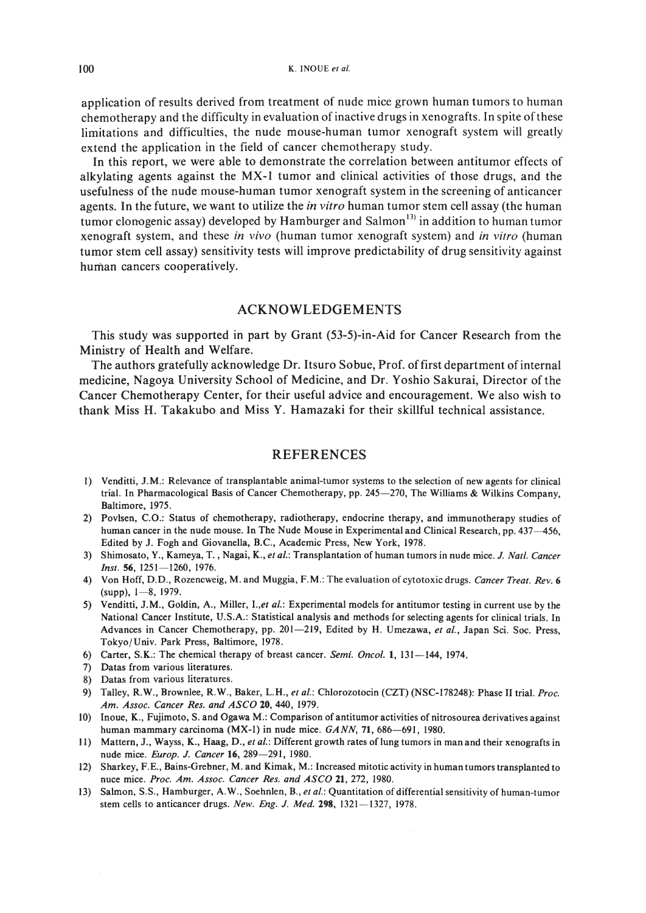application of results derived from treatment of nude mice grown human tumors to human chemotherapy and the difficulty in evaluation of inactive drugs in xenografts. In spite of these limitations and difficulties, the nude mouse-human tumor xenograft system will greatly extend the application in the field of cancer chemotherapy study.

In this report, we were able to demonstrate the correlation between antitumor effects of alkylating agents against the MX-1 tumor and clinical activities of those drugs, and the usefulness of the nude mouse-human tumor xenograft system in the screening of anticancer agents. In the future, we want to utilize the *in vitro* human tumor stem cell assay (the human tumor clonogenic assay) developed by Hamburger and Salmon[13] in addition to human tumor xenograft system, and these *in vivo* (human tumor xenograft system) and *in vitro* (human tumor stem cell assay) sensitivity tests will improve predictability of drug sensitivity against human cancers cooperatively.

## ACKNOWLEDGEMENTS

This study was supported in part by Grant (53-5)-in-Aid for Cancer Research from the Ministry of Health and Welfare.

The authors gratefully acknowledge Dr. Itsuro Sobue, Prof. of first department of internal medicine, Nagoya University School of Medicine, and Dr. Yoshio Sakurai, Director of the Cancer Chemotherapy Center, for their useful advice and encouragement. We also wish to thank Miss H. Takakubo and Miss Y. Hamazaki for their skillful technical assistance.

## REFERENCES

1) Venditti, J.M.: Relevance of transplantable animal-tumor systems to the selection of new agents for clinical trial. In Pharmacological Basis of Cancer Chemotherapy, pp. 245—270, The Williams & Wilkins Company, Baltimore, 1975.
2) Povlsen, C.O.: Status of chemotherapy, radiotherapy, endocrine therapy, and immunotherapy studies of human cancer in the nude mouse. In The Nude Mouse in Experimental and Clinical Research, pp. 437—456, Edited by J. Fogh and Giovanella, B.C., Academic Press, New York, 1978.
3) Shimosato, Y., Kameya, T., Nagai, K., *et al.*: Transplantation of human tumors in nude mice. *J. Natl. Cancer Inst.* **56**, 1251—1260, 1976.
4) Von Hoff, D.D., Rozencweig, M. and Muggia, F.M.: The evaluation of cytotoxic drugs. *Cancer Treat. Rev.* **6** (supp), 1—8, 1979.
5) Venditti, J.M., Goldin, A., Miller, I.,*et al.*: Experimental models for antitumor testing in current use by the National Cancer Institute, U.S.A.: Statistical analysis and methods for selecting agents for clinical trials. In Advances in Cancer Chemotherapy, pp. 201—219, Edited by H. Umezawa, *et al.*, Japan Sci. Soc. Press, Tokyo/Univ. Park Press, Baltimore, 1978.
6) Carter, S.K.: The chemical therapy of breast cancer. *Semi. Oncol.* **1**, 131—144, 1974.
7) Datas from various literatures.
8) Datas from various literatures.
9) Talley, R.W., Brownlee, R.W., Baker, L.H., *et al.*: Chlorozotocin (CZT) (NSC-178248): Phase II trial. *Proc. Am. Assoc. Cancer Res. and ASCO* **20**, 440, 1979.
10) Inoue, K., Fujimoto, S. and Ogawa M.: Comparison of antitumor activities of nitrosourea derivatives against human mammary carcinoma (MX-1) in nude mice. *GANN*, **71**, 686—691, 1980.
11) Mattern, J., Wayss, K., Haag, D., *et al.*: Different growth rates of lung tumors in man and their xenografts in nude mice. *Europ. J. Cancer* **16**, 289—291, 1980.
12) Sharkey, F.E., Bains-Grebner, M. and Kimak, M.: Increased mitotic activity in human tumors transplanted to nuce mice. *Proc. Am. Assoc. Cancer Res. and ASCO* **21**, 272, 1980.
13) Salmon, S.S., Hamburger, A.W., Soehnlen, B., *et al.*: Quantitation of differential sensitivity of human-tumor stem cells to anticancer drugs. *New. Eng. J. Med.* **298**, 1321—1327, 1978.